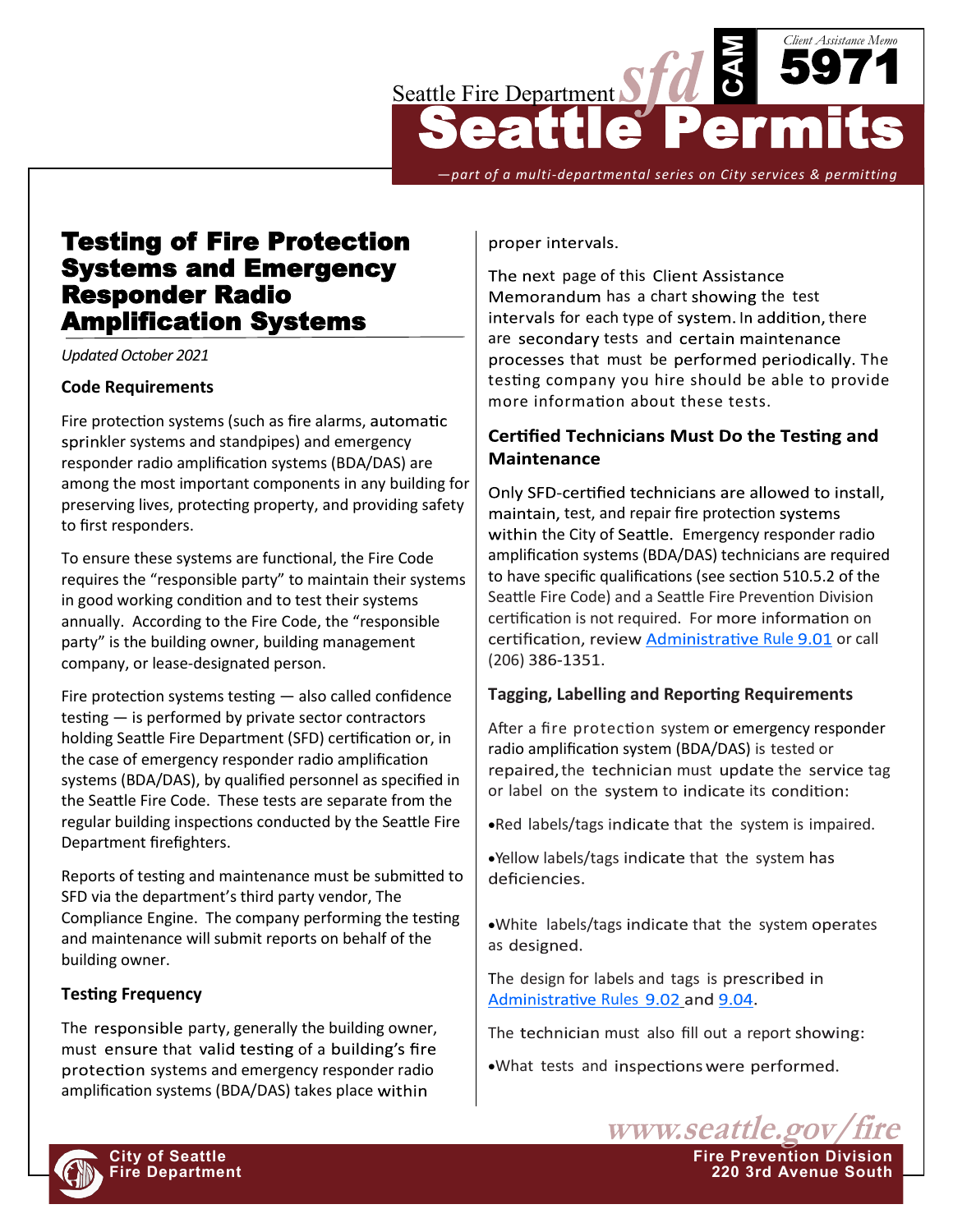# Testing of Fire Protection Systems and Emergency Responder Radio Amplification Systems

*Updated October 2021*

### Code Requirements

Fire protection systems (such as fire alarms, automatic sprinkler systems and standpipes) and emergency responder radio amplification systems (BDA/DAS) are among the most important components in any building for preserving lives, protecting property, and providing safety to first responders.

To ensure these systems are functional, the Fire Code requires the "responsible party" to maintain their systems in good working condition and to test their systems annually. According to the Fire Code, the "responsible party" is the building owner, building management company, or lease-designated person.

Fire protection systems testing — also called confidence testing — is performed by private sector contractors holding Seattle Fire Department (SFD) certification or, in the case of emergency responder radio amplification systems (BDA/DAS), by qualified personnel as specified in the Seattle Fire Code. These tests are separate from the regular building inspections conducted by the Seattle Fire Department firefighters.

Reports of testing and maintenance must be submitted to SFD via the department's third party vendor, The Compliance Engine. The company performing the testing and maintenance will submit reports on behalf of the building owner.

### Testing Frequency

The responsible party, generally the building owner, must ensure that valid testing of a building's fire protection systems and emergency responder radio amplification systems (BDA/DAS) takes place within proper intervals.

The next page of this Client Assistance Memorandum has a chart showing the test intervals for each type of system. In addition, there are secondary tests and certain maintenance processes that must be performed periodically. The testing company you hire should be able to provide more information about these tests.

### Certified Technicians Must Do the Testing and Maintenance

Only SFD-certified technicians are allowed to install, maintain, test, and repair fire protection systems within the City of Seattle. Emergency responder radio amplification systems (BDA/DAS) technicians are required to have specific qualifications (see section 510.5.2 of the Seattle Fire Code) and a Seattle Fire Prevention Division certification is not required. For more information on certification, review Administrative Rule 9.01 or call (206) 386-1351.

### Tagging, Labelling and Reporting Requirements

After a fire protection system or emergency responder radio amplification system (BDA/DAS) is tested or repaired, the technician must update the service tag or label on the system to indicate its condition:

- Red labels/tags indicate that the system is impaired.
- Yellow labels/tags indicate that the system has deficiencies.
- White labels/tags indicate that the system operates as designed.

The design for labels and tags is prescribed in Administrative Rules 9.02 and 9.04.

The technician must also fill out a report showing:

- What tests and inspections were performed.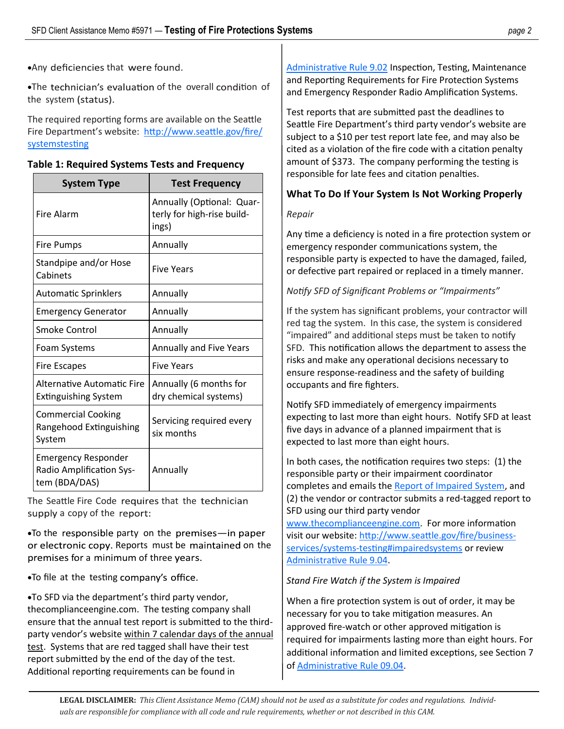- Any deficiencies that were found.
- The technician's evaluation of the overall condition of the system (status).

The required reporting forms are available on the Seattle Fire Department's website: [http://www.seattle.gov/fire/systemstesting](http://www.seattle.gov/fire/systemstesting)

**Table 1: Required Systems Tests and Frequency**

| System Type | Test Frequency |
|---|---|
| Fire Alarm | Annually (Optional: Quarterly for high-rise buildings) |
| Fire Pumps | Annually |
| Standpipe and/or Hose Cabinets | Five Years |
| Automatic Sprinklers | Annually |
| Emergency Generator | Annually |
| Smoke Control | Annually |
| Foam Systems | Annually and Five Years |
| Fire Escapes | Five Years |
| Alternative Automatic Fire Extinguishing System | Annually (6 months for dry chemical systems) |
| Commercial Cooking Rangehood Extinguishing System | Servicing required every six months |
| Emergency Responder Radio Amplification System (BDA/DAS) | Annually |

The Seattle Fire Code requires that the technician supply a copy of the report:

- To the responsible party on the premises—in paper or electronic copy. Reports must be maintained on the premises for a minimum of three years.
- To file at the testing company's office.
- To SFD via the department's third party vendor, thecomplianceengine.com. The testing company shall ensure that the annual test report is submitted to the third-party vendor's website <u>within 7 calendar days of the annual test</u>. Systems that are red tagged shall have their test report submitted by the end of the day of the test. Additional reporting requirements can be found in [Administrative Rule 9.02](#) Inspection, Testing, Maintenance and Reporting Requirements for Fire Protection Systems and Emergency Responder Radio Amplification Systems.

Test reports that are submitted past the deadlines to Seattle Fire Department's third party vendor's website are subject to a $10 per test report late fee, and may also be cited as a violation of the fire code with a citation penalty amount of $373. The company performing the testing is responsible for late fees and citation penalties.

## What To Do If Your System Is Not Working Properly

*Repair*

Any time a deficiency is noted in a fire protection system or emergency responder communications system, the responsible party is expected to have the damaged, failed, or defective part repaired or replaced in a timely manner.

*Notify SFD of Significant Problems or "Impairments"*

If the system has significant problems, your contractor will red tag the system. In this case, the system is considered "impaired" and additional steps must be taken to notify SFD. This notification allows the department to assess the risks and make any operational decisions necessary to ensure response-readiness and the safety of building occupants and fire fighters.

Notify SFD immediately of emergency impairments expecting to last more than eight hours. Notify SFD at least five days in advance of a planned impairment that is expected to last more than eight hours.

In both cases, the notification requires two steps: (1) the responsible party or their impairment coordinator completes and emails the [Report of Impaired System](#), and (2) the vendor or contractor submits a red-tagged report to SFD using our third party vendor [www.thecomplianceengine.com](http://www.thecomplianceengine.com). For more information visit our website: [http://www.seattle.gov/fire/business-services/systems-testing#impairedsystems](http://www.seattle.gov/fire/business-services/systems-testing#impairedsystems) or review [Administrative Rule 9.04](#).

*Stand Fire Watch if the System is Impaired*

When a fire protection system is out of order, it may be necessary for you to take mitigation measures. An approved fire-watch or other approved mitigation is required for impairments lasting more than eight hours. For additional information and limited exceptions, see Section 7 of [Administrative Rule 09.04](#).

**LEGAL DISCLAIMER:** *This Client Assistance Memo (CAM) should not be used as a substitute for codes and regulations. Individuals are responsible for compliance with all code and rule requirements, whether or not described in this CAM.*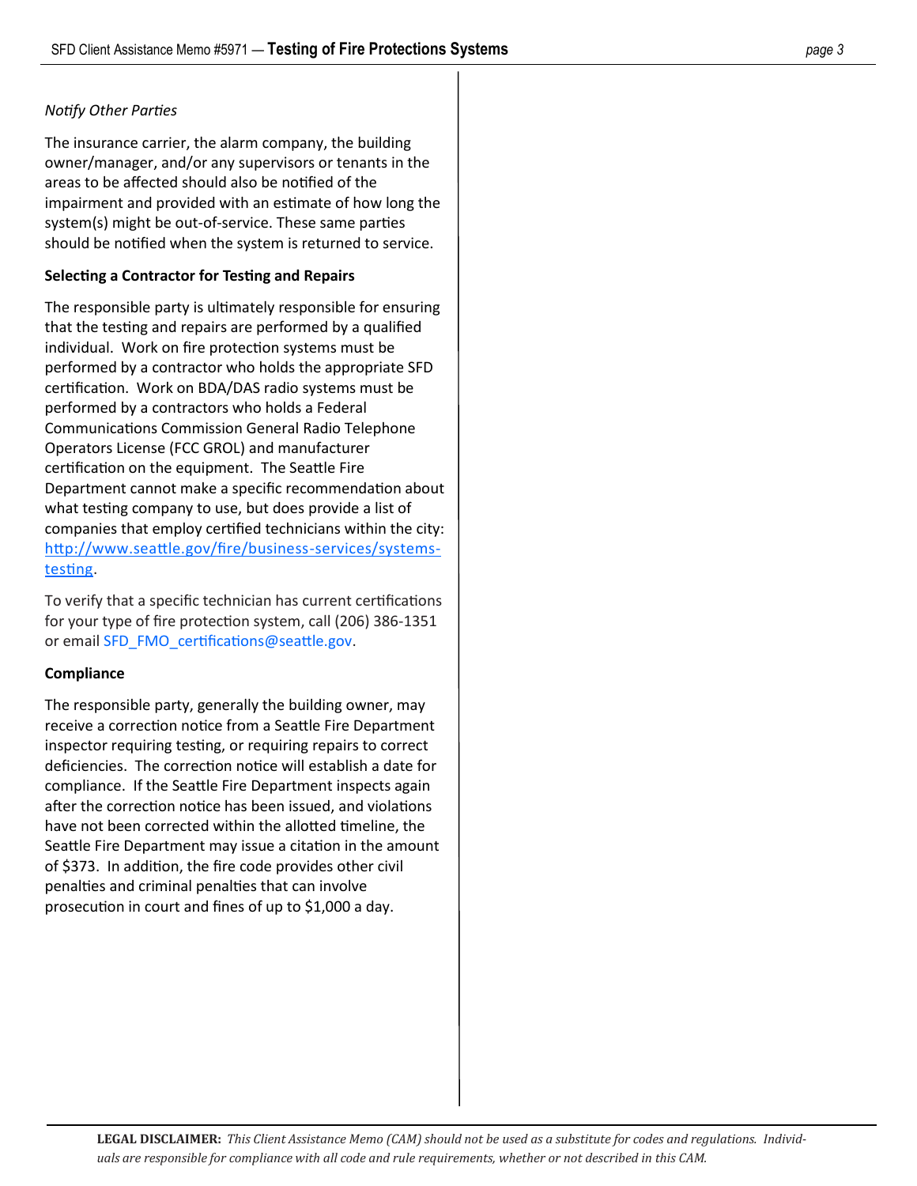*Notify Other Parties*

The insurance carrier, the alarm company, the building owner/manager, and/or any supervisors or tenants in the areas to be affected should also be notified of the impairment and provided with an estimate of how long the system(s) might be out-of-service. These same parties should be notified when the system is returned to service.

**Selecting a Contractor for Testing and Repairs**

The responsible party is ultimately responsible for ensuring that the testing and repairs are performed by a qualified individual. Work on fire protection systems must be performed by a contractor who holds the appropriate SFD certification. Work on BDA/DAS radio systems must be performed by a contractors who holds a Federal Communications Commission General Radio Telephone Operators License (FCC GROL) and manufacturer certification on the equipment. The Seattle Fire Department cannot make a specific recommendation about what testing company to use, but does provide a list of companies that employ certified technicians within the city: [http://www.seattle.gov/fire/business-services/systems-testing](http://www.seattle.gov/fire/business-services/systems-testing).

To verify that a specific technician has current certifications for your type of fire protection system, call (206) 386-1351 or email SFD_FMO_certifications@seattle.gov.

**Compliance**

The responsible party, generally the building owner, may receive a correction notice from a Seattle Fire Department inspector requiring testing, or requiring repairs to correct deficiencies. The correction notice will establish a date for compliance. If the Seattle Fire Department inspects again after the correction notice has been issued, and violations have not been corrected within the allotted timeline, the Seattle Fire Department may issue a citation in the amount of $373. In addition, the fire code provides other civil penalties and criminal penalties that can involve prosecution in court and fines of up to $1,000 a day.

**LEGAL DISCLAIMER:** *This Client Assistance Memo (CAM) should not be used as a substitute for codes and regulations. Individuals are responsible for compliance with all code and rule requirements, whether or not described in this CAM.*